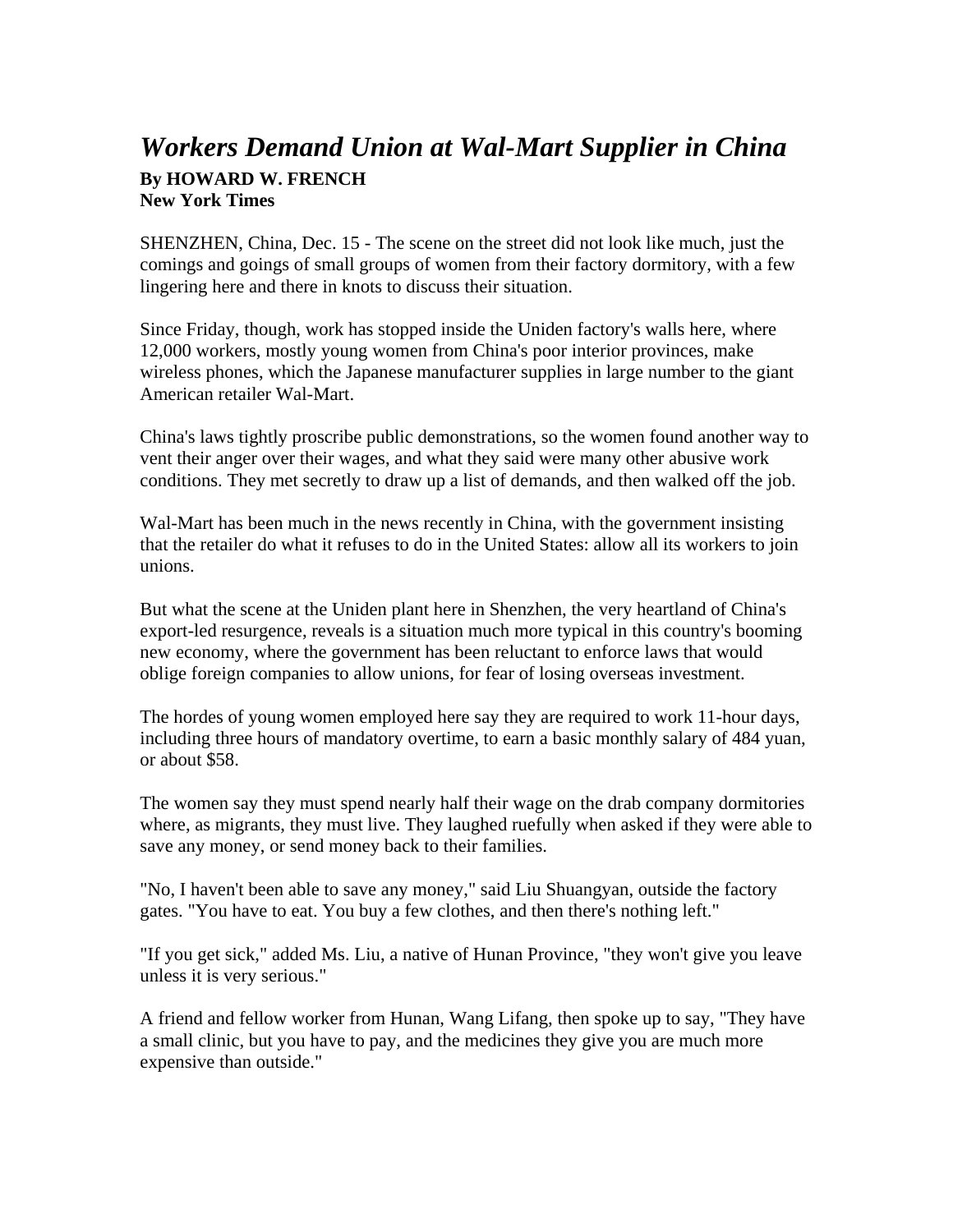# *Workers Demand Union at Wal-Mart Supplier in China*

**By HOWARD W. FRENCH**
**New York Times**

SHENZHEN, China, Dec. 15 - The scene on the street did not look like much, just the comings and goings of small groups of women from their factory dormitory, with a few lingering here and there in knots to discuss their situation.

Since Friday, though, work has stopped inside the Uniden factory's walls here, where 12,000 workers, mostly young women from China's poor interior provinces, make wireless phones, which the Japanese manufacturer supplies in large number to the giant American retailer Wal-Mart.

China's laws tightly proscribe public demonstrations, so the women found another way to vent their anger over their wages, and what they said were many other abusive work conditions. They met secretly to draw up a list of demands, and then walked off the job.

Wal-Mart has been much in the news recently in China, with the government insisting that the retailer do what it refuses to do in the United States: allow all its workers to join unions.

But what the scene at the Uniden plant here in Shenzhen, the very heartland of China's export-led resurgence, reveals is a situation much more typical in this country's booming new economy, where the government has been reluctant to enforce laws that would oblige foreign companies to allow unions, for fear of losing overseas investment.

The hordes of young women employed here say they are required to work 11-hour days, including three hours of mandatory overtime, to earn a basic monthly salary of 484 yuan, or about $58.

The women say they must spend nearly half their wage on the drab company dormitories where, as migrants, they must live. They laughed ruefully when asked if they were able to save any money, or send money back to their families.

"No, I haven't been able to save any money," said Liu Shuangyan, outside the factory gates. "You have to eat. You buy a few clothes, and then there's nothing left."

"If you get sick," added Ms. Liu, a native of Hunan Province, "they won't give you leave unless it is very serious."

A friend and fellow worker from Hunan, Wang Lifang, then spoke up to say, "They have a small clinic, but you have to pay, and the medicines they give you are much more expensive than outside."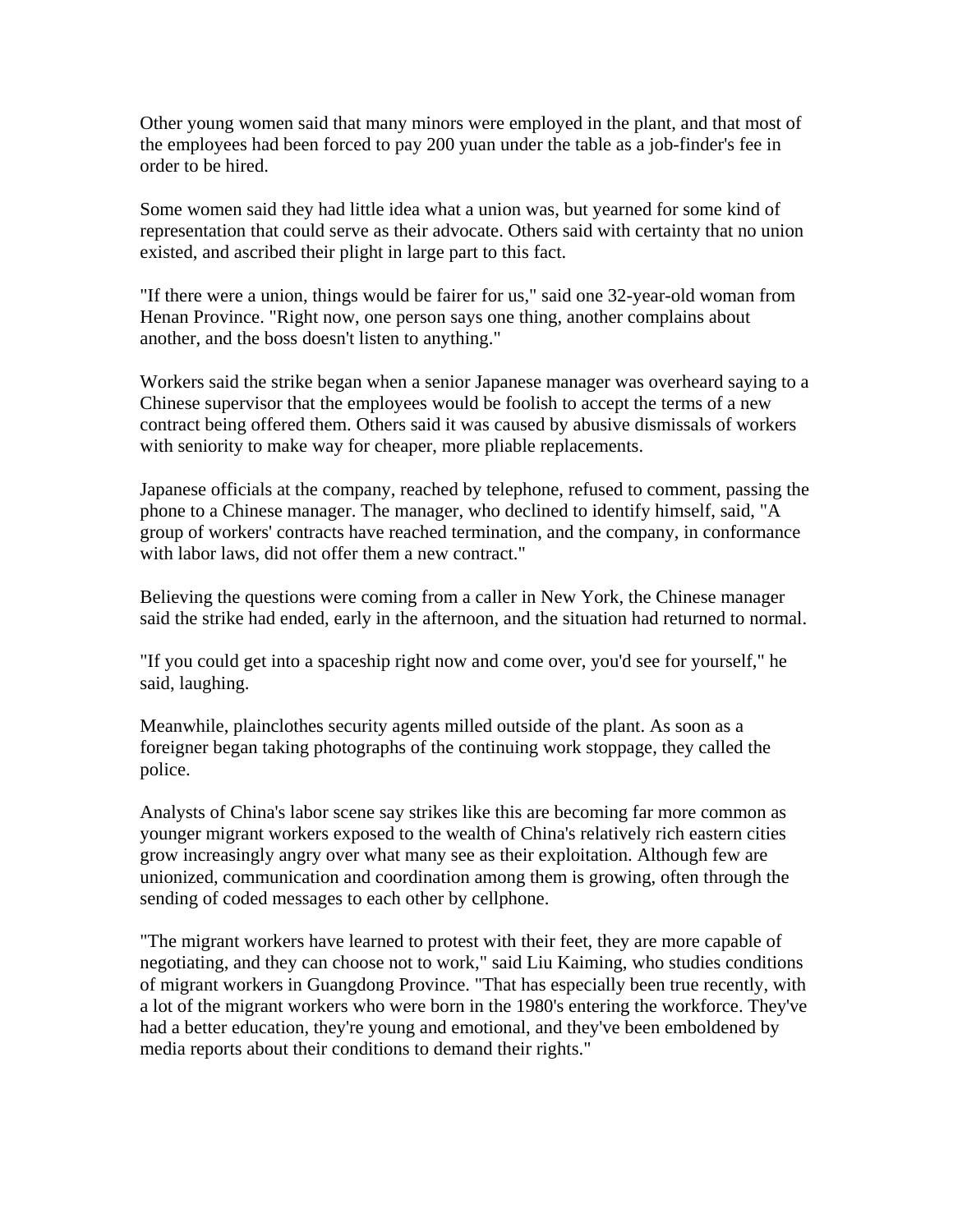Other young women said that many minors were employed in the plant, and that most of the employees had been forced to pay 200 yuan under the table as a job-finder's fee in order to be hired.

Some women said they had little idea what a union was, but yearned for some kind of representation that could serve as their advocate. Others said with certainty that no union existed, and ascribed their plight in large part to this fact.

"If there were a union, things would be fairer for us," said one 32-year-old woman from Henan Province. "Right now, one person says one thing, another complains about another, and the boss doesn't listen to anything."

Workers said the strike began when a senior Japanese manager was overheard saying to a Chinese supervisor that the employees would be foolish to accept the terms of a new contract being offered them. Others said it was caused by abusive dismissals of workers with seniority to make way for cheaper, more pliable replacements.

Japanese officials at the company, reached by telephone, refused to comment, passing the phone to a Chinese manager. The manager, who declined to identify himself, said, "A group of workers' contracts have reached termination, and the company, in conformance with labor laws, did not offer them a new contract."

Believing the questions were coming from a caller in New York, the Chinese manager said the strike had ended, early in the afternoon, and the situation had returned to normal.

"If you could get into a spaceship right now and come over, you'd see for yourself," he said, laughing.

Meanwhile, plainclothes security agents milled outside of the plant. As soon as a foreigner began taking photographs of the continuing work stoppage, they called the police.

Analysts of China's labor scene say strikes like this are becoming far more common as younger migrant workers exposed to the wealth of China's relatively rich eastern cities grow increasingly angry over what many see as their exploitation. Although few are unionized, communication and coordination among them is growing, often through the sending of coded messages to each other by cellphone.

"The migrant workers have learned to protest with their feet, they are more capable of negotiating, and they can choose not to work," said Liu Kaiming, who studies conditions of migrant workers in Guangdong Province. "That has especially been true recently, with a lot of the migrant workers who were born in the 1980's entering the workforce. They've had a better education, they're young and emotional, and they've been emboldened by media reports about their conditions to demand their rights."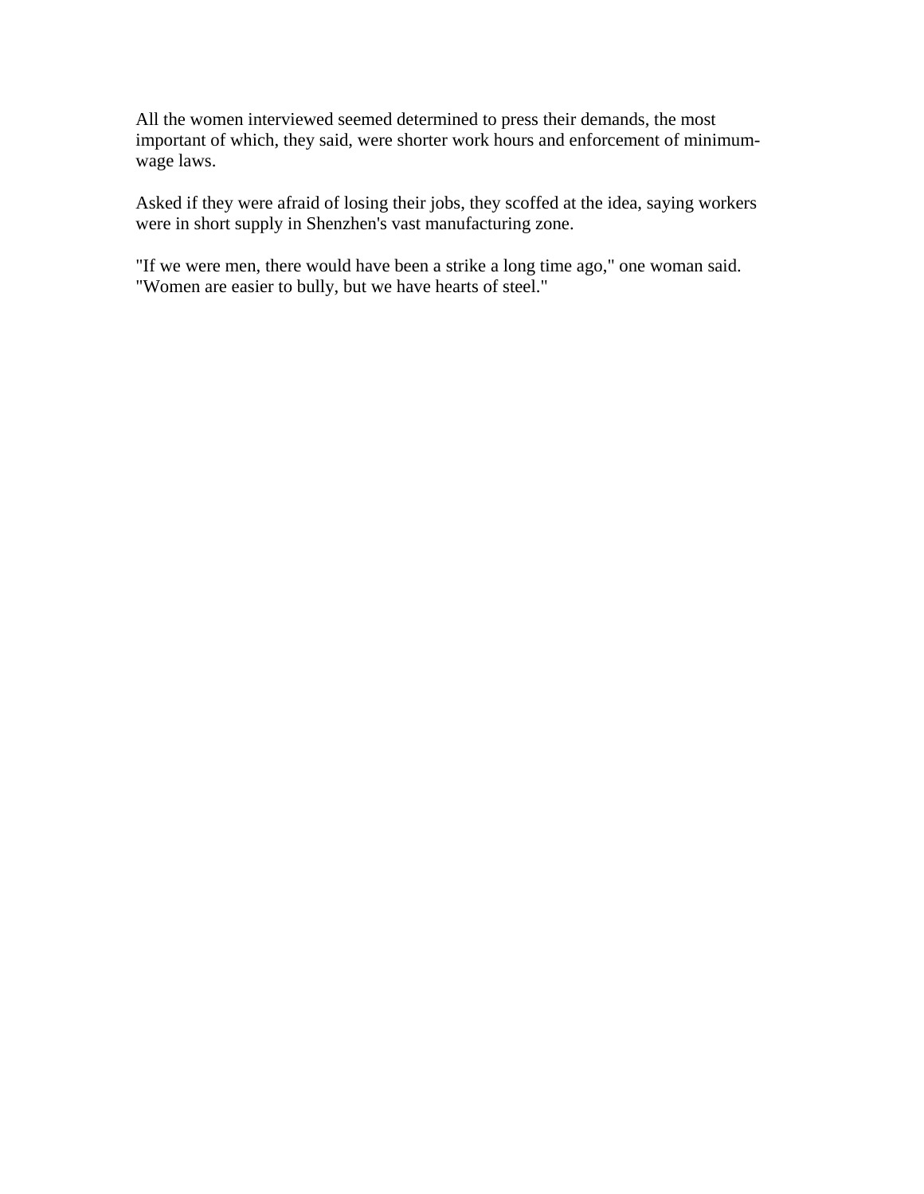All the women interviewed seemed determined to press their demands, the most important of which, they said, were shorter work hours and enforcement of minimum-wage laws.

Asked if they were afraid of losing their jobs, they scoffed at the idea, saying workers were in short supply in Shenzhen's vast manufacturing zone.

"If we were men, there would have been a strike a long time ago," one woman said. "Women are easier to bully, but we have hearts of steel."